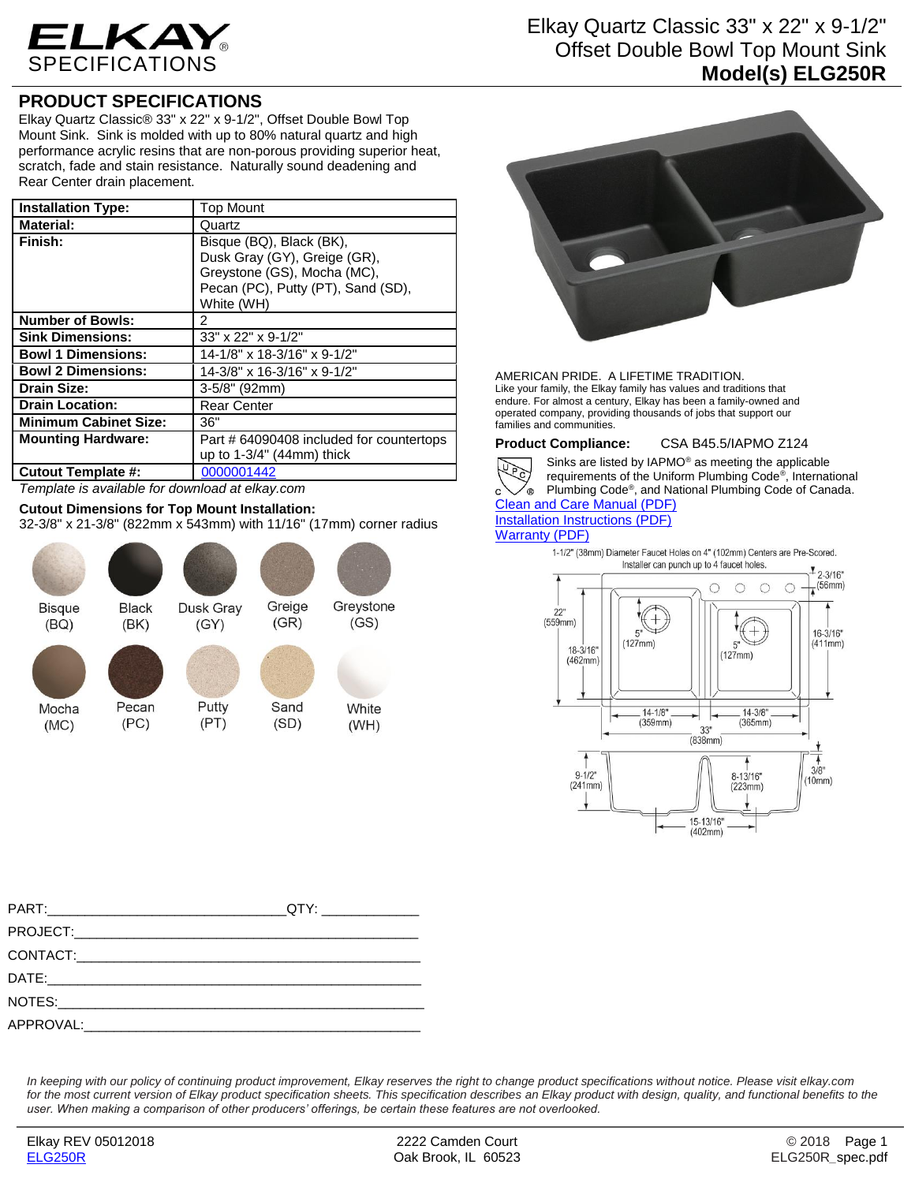# ELKAY SPECIFICATIONS

## Elkay Quartz Classic 33" x 22" x 9-1/2" Offset Double Bowl Top Mount Sink

**Model(s) ELG250R**

## PRODUCT SPECIFICATIONS

Elkay Quartz Classic® 33" x 22" x 9-1/2", Offset Double Bowl Top Mount Sink. Sink is molded with up to 80% natural quartz and high performance acrylic resins that are non-porous providing superior heat, scratch, fade and stain resistance. Naturally sound deadening and Rear Center drain placement.

| | |
|---|---|
| **Installation Type:** | Top Mount |
| **Material:** | Quartz |
| **Finish:** | Bisque (BQ), Black (BK), Dusk Gray (GY), Greige (GR), Greystone (GS), Mocha (MC), Pecan (PC), Putty (PT), Sand (SD), White (WH) |
| **Number of Bowls:** | 2 |
| **Sink Dimensions:** | 33" x 22" x 9-1/2" |
| **Bowl 1 Dimensions:** | 14-1/8" x 18-3/16" x 9-1/2" |
| **Bowl 2 Dimensions:** | 14-3/8" x 16-3/16" x 9-1/2" |
| **Drain Size:** | 3-5/8" (92mm) |
| **Drain Location:** | Rear Center |
| **Minimum Cabinet Size:** | 36" |
| **Mounting Hardware:** | Part # 64090408 included for countertops up to 1-3/4" (44mm) thick |
| **Cutout Template #:** | 0000001442 |

*Template is available for download at elkay.com*

**Cutout Dimensions for Top Mount Installation:**
32-3/8" x 21-3/8" (822mm x 543mm) with 11/16" (17mm) corner radius

Bisque (BQ) | Black (BK) | Dusk Gray (GY) | Greige (GR) | Greystone (GS)
Mocha (MC) | Pecan (PC) | Putty (PT) | Sand (SD) | White (WH)

AMERICAN PRIDE. A LIFETIME TRADITION.
Like your family, the Elkay family has values and traditions that endure. For almost a century, Elkay has been a family-owned and operated company, providing thousands of jobs that support our families and communities.

**Product Compliance:** CSA B45.5/IAPMO Z124

Sinks are listed by IAPMO® as meeting the applicable requirements of the Uniform Plumbing Code®, International Plumbing Code®, and National Plumbing Code of Canada.

Clean and Care Manual (PDF)
Installation Instructions (PDF)
Warranty (PDF)

1-1/2" (38mm) Diameter Faucet Holes on 4" (102mm) Centers are Pre-Scored. Installer can punch up to 4 faucet holes.

22" (559mm) | 18-3/16" (462mm) | 5" (127mm) | 5" (127mm) | 2-3/16" (56mm) | 16-3/16" (411mm) | 14-1/8" (359mm) | 14-3/8" (365mm) | 33" (838mm) | 9-1/2" (241mm) | 8-13/16" (223mm) | 3/8" (10mm) | 15-13/16" (402mm)

PART:\_\_\_\_\_\_\_\_\_\_\_\_\_\_\_\_\_\_\_\_ QTY: \_\_\_\_\_\_\_\_\_\_
PROJECT:\_\_\_\_\_\_\_\_\_\_\_\_\_\_\_\_\_\_\_\_
CONTACT:\_\_\_\_\_\_\_\_\_\_\_\_\_\_\_\_\_\_\_\_
DATE:\_\_\_\_\_\_\_\_\_\_\_\_\_\_\_\_\_\_\_\_
NOTES:\_\_\_\_\_\_\_\_\_\_\_\_\_\_\_\_\_\_\_\_
APPROVAL:\_\_\_\_\_\_\_\_\_\_\_\_\_\_\_\_\_\_\_\_

*In keeping with our policy of continuing product improvement, Elkay reserves the right to change product specifications without notice. Please visit elkay.com for the most current version of Elkay product specification sheets. This specification describes an Elkay product with design, quality, and functional benefits to the user. When making a comparison of other producers' offerings, be certain these features are not overlooked.*

Elkay REV 05012018
ELG250R

2222 Camden Court
Oak Brook, IL 60523

© 2018
ELG250R_spec.pdf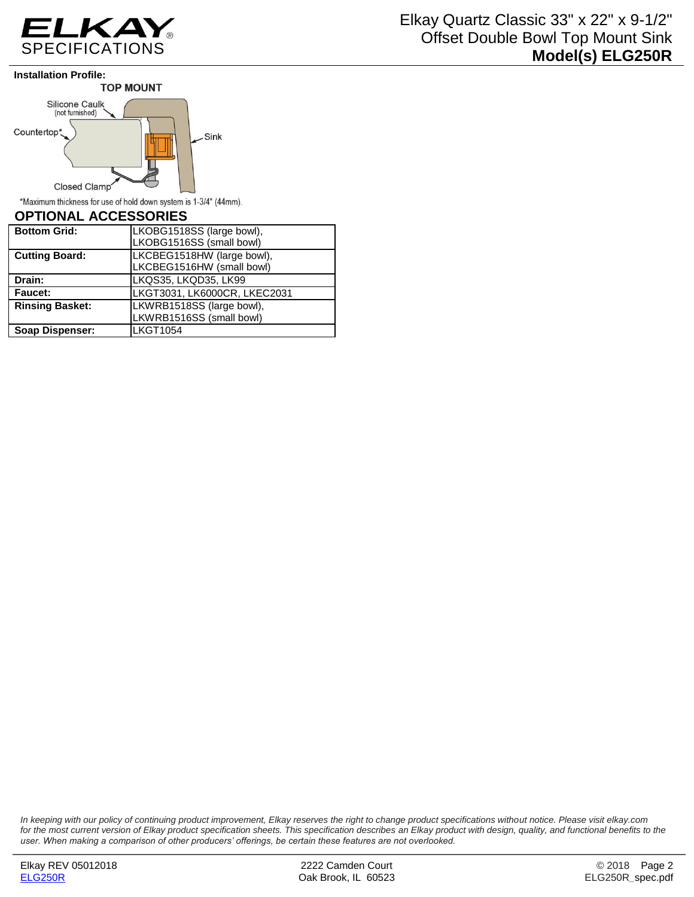**Installation Profile:**

TOP MOUNT

Silicone Caulk
(not furnished)

Countertop*

Sink

Closed Clamp

*Maximum thickness for use of hold down system is 1-3/4" (44mm).

## OPTIONAL ACCESSORIES

| | |
|---|---|
| **Bottom Grid:** | LKOBG1518SS (large bowl), LKOBG1516SS (small bowl) |
| **Cutting Board:** | LKCBEG1518HW (large bowl), LKCBEG1516HW (small bowl) |
| **Drain:** | LKQS35, LKQD35, LK99 |
| **Faucet:** | LKGT3031, LK6000CR, LKEC2031 |
| **Rinsing Basket:** | LKWRB1518SS (large bowl), LKWRB1516SS (small bowl) |
| **Soap Dispenser:** | LKGT1054 |

*In keeping with our policy of continuing product improvement, Elkay reserves the right to change product specifications without notice. Please visit elkay.com for the most current version of Elkay product specification sheets. This specification describes an Elkay product with design, quality, and functional benefits to the user. When making a comparison of other producers' offerings, be certain these features are not overlooked.*